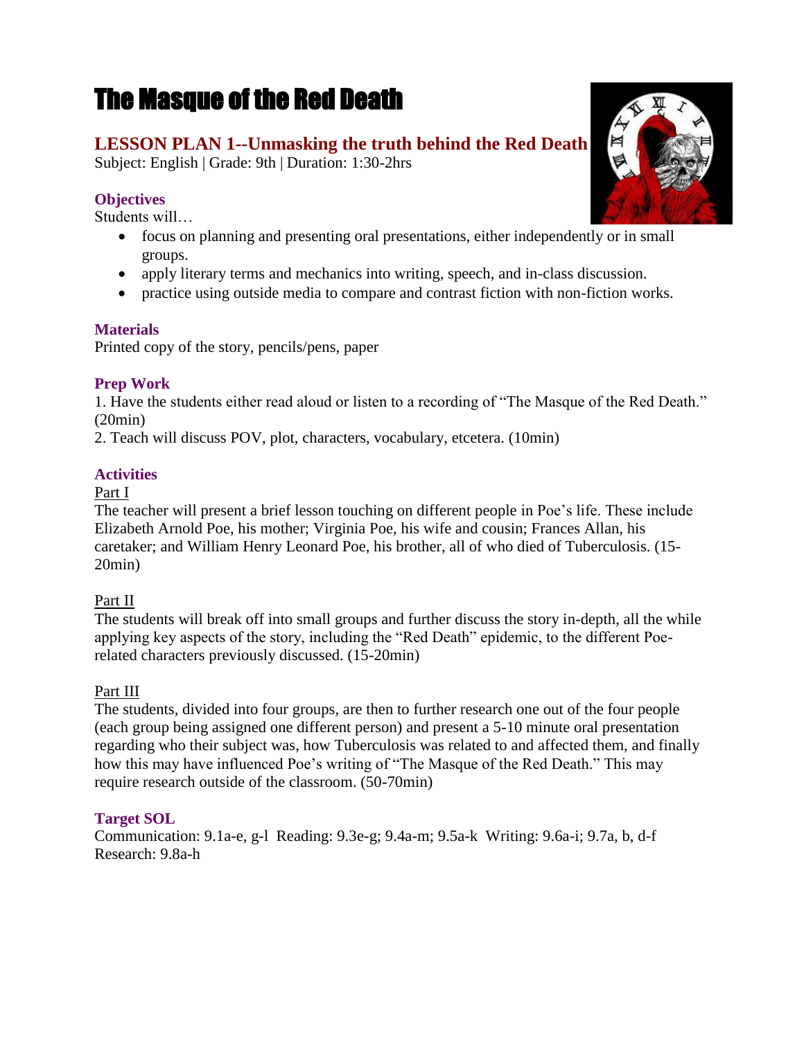# The Masque of the Red Death

## LESSON PLAN 1--Unmasking the truth behind the Red Death

Subject: English | Grade: 9th | Duration: 1:30-2hrs

### Objectives

Students will…

- focus on planning and presenting oral presentations, either independently or in small groups.
- apply literary terms and mechanics into writing, speech, and in-class discussion.
- practice using outside media to compare and contrast fiction with non-fiction works.

### Materials

Printed copy of the story, pencils/pens, paper

### Prep Work

1. Have the students either read aloud or listen to a recording of "The Masque of the Red Death." (20min)
2. Teach will discuss POV, plot, characters, vocabulary, etcetera. (10min)

### Activities

Part I

The teacher will present a brief lesson touching on different people in Poe's life. These include Elizabeth Arnold Poe, his mother; Virginia Poe, his wife and cousin; Frances Allan, his caretaker; and William Henry Leonard Poe, his brother, all of who died of Tuberculosis. (15-20min)

Part II

The students will break off into small groups and further discuss the story in-depth, all the while applying key aspects of the story, including the "Red Death" epidemic, to the different Poe-related characters previously discussed. (15-20min)

Part III

The students, divided into four groups, are then to further research one out of the four people (each group being assigned one different person) and present a 5-10 minute oral presentation regarding who their subject was, how Tuberculosis was related to and affected them, and finally how this may have influenced Poe's writing of "The Masque of the Red Death." This may require research outside of the classroom. (50-70min)

### Target SOL

Communication: 9.1a-e, g-l Reading: 9.3e-g; 9.4a-m; 9.5a-k Writing: 9.6a-i; 9.7a, b, d-f Research: 9.8a-h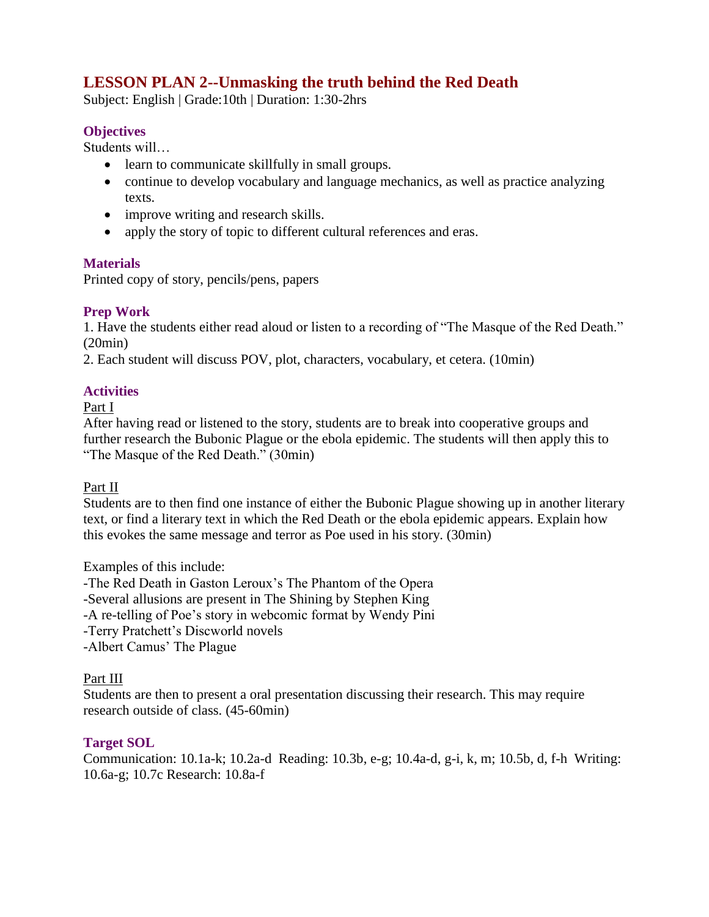# LESSON PLAN 2--Unmasking the truth behind the Red Death

Subject: English | Grade:10th | Duration: 1:30-2hrs

### Objectives

Students will…

- learn to communicate skillfully in small groups.
- continue to develop vocabulary and language mechanics, as well as practice analyzing texts.
- improve writing and research skills.
- apply the story of topic to different cultural references and eras.

### Materials

Printed copy of story, pencils/pens, papers

### Prep Work

1. Have the students either read aloud or listen to a recording of "The Masque of the Red Death." (20min)
2. Each student will discuss POV, plot, characters, vocabulary, et cetera. (10min)

### Activities

Part I

After having read or listened to the story, students are to break into cooperative groups and further research the Bubonic Plague or the ebola epidemic. The students will then apply this to "The Masque of the Red Death." (30min)

Part II

Students are to then find one instance of either the Bubonic Plague showing up in another literary text, or find a literary text in which the Red Death or the ebola epidemic appears. Explain how this evokes the same message and terror as Poe used in his story. (30min)

Examples of this include:

-The Red Death in Gaston Leroux's The Phantom of the Opera
-Several allusions are present in The Shining by Stephen King
-A re-telling of Poe's story in webcomic format by Wendy Pini
-Terry Pratchett's Discworld novels
-Albert Camus' The Plague

Part III

Students are then to present a oral presentation discussing their research. This may require research outside of class. (45-60min)

### Target SOL

Communication: 10.1a-k; 10.2a-d Reading: 10.3b, e-g; 10.4a-d, g-i, k, m; 10.5b, d, f-h Writing: 10.6a-g; 10.7c Research: 10.8a-f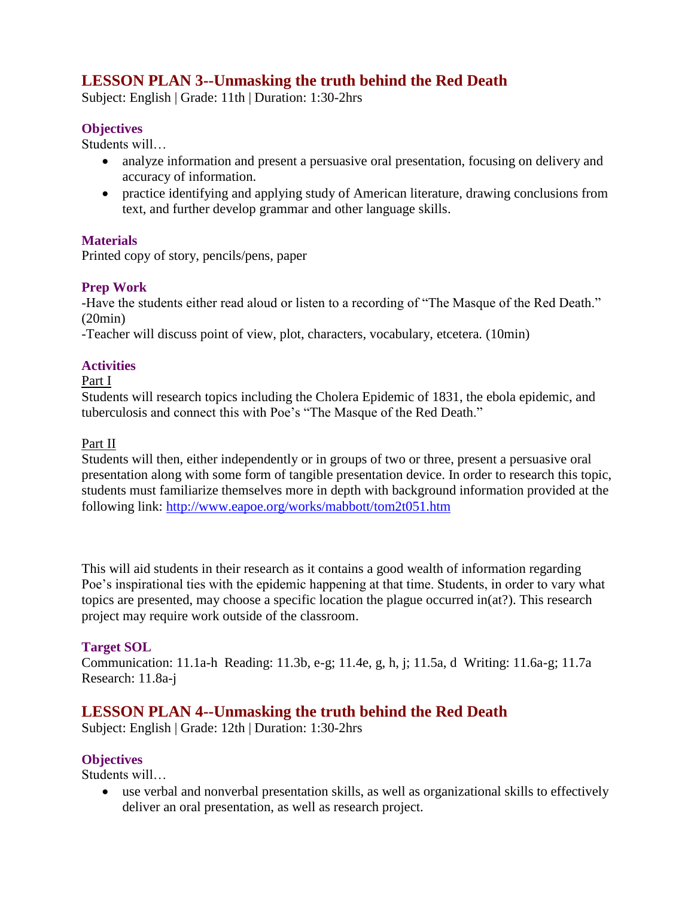## LESSON PLAN 3--Unmasking the truth behind the Red Death

Subject: English | Grade: 11th | Duration: 1:30-2hrs

### Objectives

Students will…

- analyze information and present a persuasive oral presentation, focusing on delivery and accuracy of information.
- practice identifying and applying study of American literature, drawing conclusions from text, and further develop grammar and other language skills.

### Materials

Printed copy of story, pencils/pens, paper

### Prep Work

-Have the students either read aloud or listen to a recording of "The Masque of the Red Death." (20min)

-Teacher will discuss point of view, plot, characters, vocabulary, etcetera. (10min)

### Activities

Part I

Students will research topics including the Cholera Epidemic of 1831, the ebola epidemic, and tuberculosis and connect this with Poe's "The Masque of the Red Death."

Part II

Students will then, either independently or in groups of two or three, present a persuasive oral presentation along with some form of tangible presentation device. In order to research this topic, students must familiarize themselves more in depth with background information provided at the following link: [http://www.eapoe.org/works/mabbott/tom2t051.htm](http://www.eapoe.org/works/mabbott/tom2t051.htm)

This will aid students in their research as it contains a good wealth of information regarding Poe's inspirational ties with the epidemic happening at that time. Students, in order to vary what topics are presented, may choose a specific location the plague occurred in(at?). This research project may require work outside of the classroom.

### Target SOL

Communication: 11.1a-h Reading: 11.3b, e-g; 11.4e, g, h, j; 11.5a, d Writing: 11.6a-g; 11.7a
Research: 11.8a-j

## LESSON PLAN 4--Unmasking the truth behind the Red Death

Subject: English | Grade: 12th | Duration: 1:30-2hrs

### Objectives

Students will…

- use verbal and nonverbal presentation skills, as well as organizational skills to effectively deliver an oral presentation, as well as research project.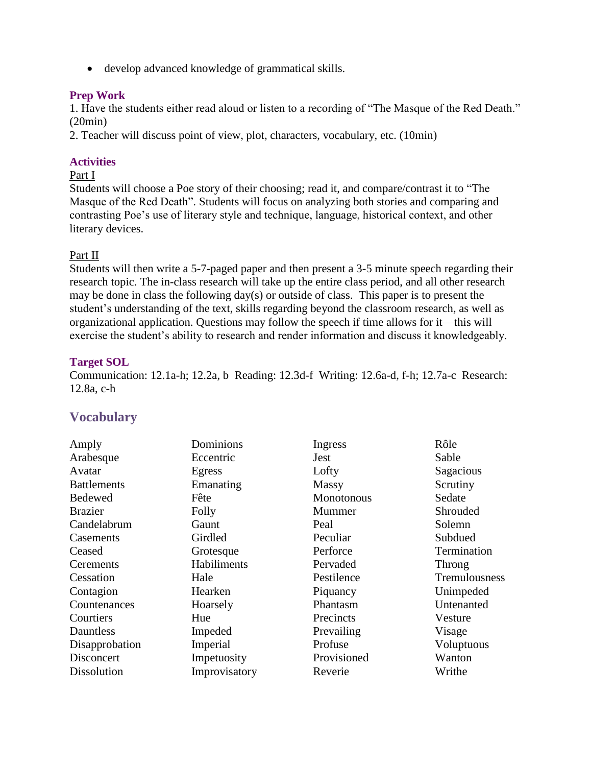- develop advanced knowledge of grammatical skills.

### Prep Work

1. Have the students either read aloud or listen to a recording of "The Masque of the Red Death." (20min)
2. Teacher will discuss point of view, plot, characters, vocabulary, etc. (10min)

### Activities

Part I

Students will choose a Poe story of their choosing; read it, and compare/contrast it to "The Masque of the Red Death". Students will focus on analyzing both stories and comparing and contrasting Poe's use of literary style and technique, language, historical context, and other literary devices.

Part II

Students will then write a 5-7-paged paper and then present a 3-5 minute speech regarding their research topic. The in-class research will take up the entire class period, and all other research may be done in class the following day(s) or outside of class. This paper is to present the student's understanding of the text, skills regarding beyond the classroom research, as well as organizational application. Questions may follow the speech if time allows for it—this will exercise the student's ability to research and render information and discuss it knowledgeably.

### Target SOL

Communication: 12.1a-h; 12.2a, b Reading: 12.3d-f Writing: 12.6a-d, f-h; 12.7a-c Research: 12.8a, c-h

## Vocabulary

| | | | |
|---|---|---|---|
| Amply | Dominions | Ingress | Rôle |
| Arabesque | Eccentric | Jest | Sable |
| Avatar | Egress | Lofty | Sagacious |
| Battlements | Emanating | Massy | Scrutiny |
| Bedewed | Fête | Monotonous | Sedate |
| Brazier | Folly | Mummer | Shrouded |
| Candelabrum | Gaunt | Peal | Solemn |
| Casements | Girdled | Peculiar | Subdued |
| Ceased | Grotesque | Perforce | Termination |
| Cerements | Habiliments | Pervaded | Throng |
| Cessation | Hale | Pestilence | Tremulousness |
| Contagion | Hearken | Piquancy | Unimpeded |
| Countenances | Hoarsely | Phantasm | Untenanted |
| Courtiers | Hue | Precincts | Vesture |
| Dauntless | Impeded | Prevailing | Visage |
| Disapprobation | Imperial | Profuse | Voluptuous |
| Disconcert | Impetuosity | Provisioned | Wanton |
| Dissolution | Improvisatory | Reverie | Writhe |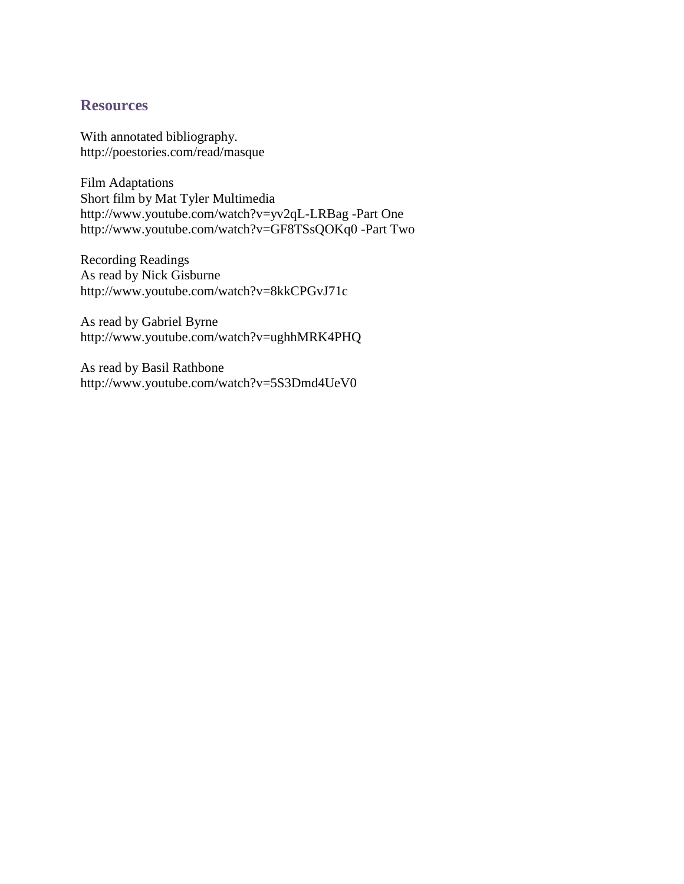## Resources

With annotated bibliography.
http://poestories.com/read/masque

Film Adaptations
Short film by Mat Tyler Multimedia
http://www.youtube.com/watch?v=yv2qL-LRBag -Part One
http://www.youtube.com/watch?v=GF8TSsQOKq0 -Part Two

Recording Readings
As read by Nick Gisburne
http://www.youtube.com/watch?v=8kkCPGvJ71c

As read by Gabriel Byrne
http://www.youtube.com/watch?v=ughhMRK4PHQ

As read by Basil Rathbone
http://www.youtube.com/watch?v=5S3Dmd4UeV0